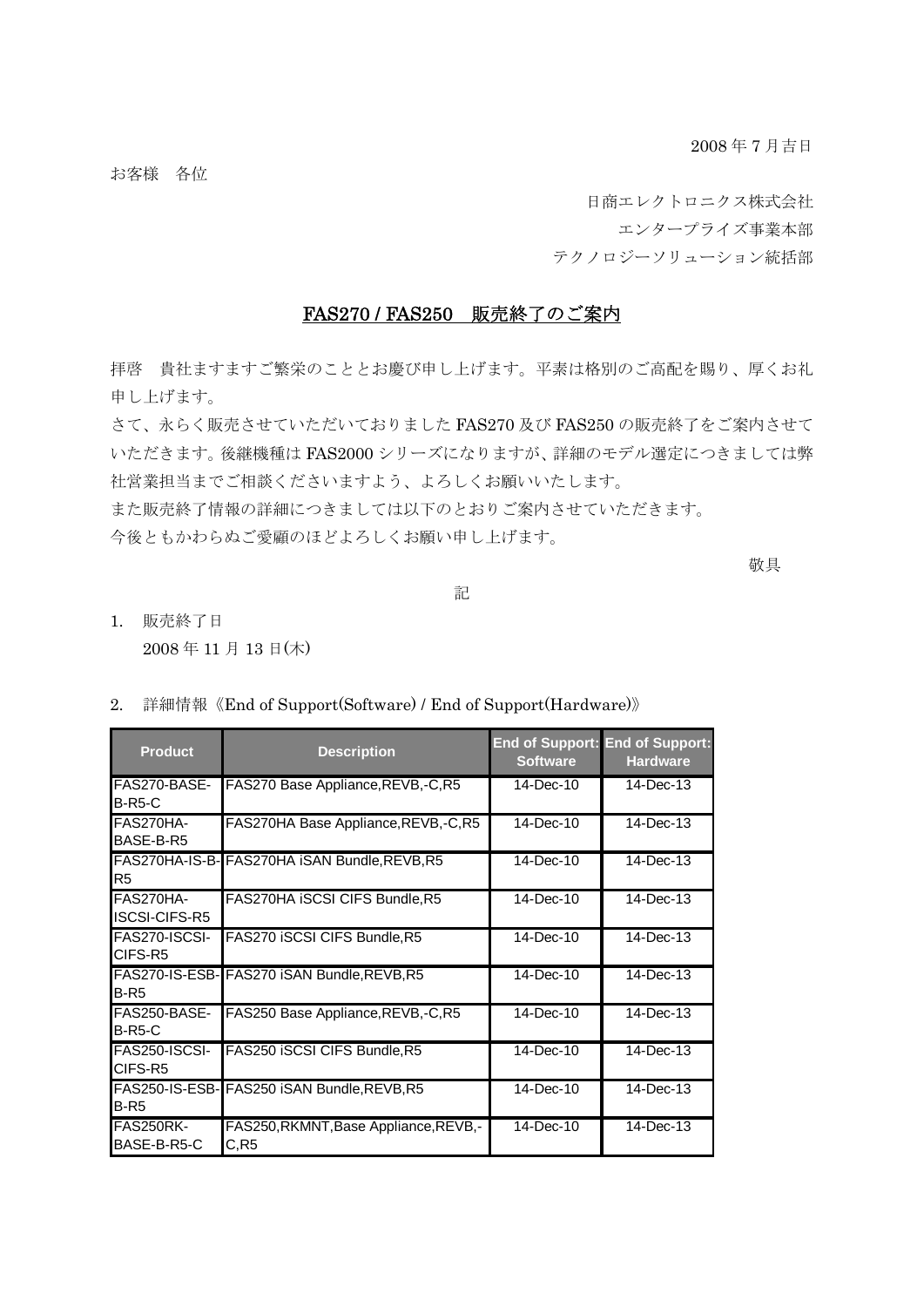2008 年 7 月吉日

お客様　各位

日商エレクトロニクス株式会社

エンタープライズ事業本部

テクノロジーソリューション統括部

# FAS270 / FAS250　販売終了のご案内

拝啓　貴社ますますご繁栄のこととお慶び申し上げます。平素は格別のご高配を賜り、厚くお礼申し上げます。

さて、永らく販売させていただいておりました FAS270 及び FAS250 の販売終了をご案内させていただきます。後継機種は FAS2000 シリーズになりますが、詳細のモデル選定につきましては弊社営業担当までご相談くださいますよう、よろしくお願いいたします。

また販売終了情報の詳細につきましては以下のとおりご案内させていただきます。

今後ともかわらぬご愛顧のほどよろしくお願い申し上げます。

敬具

記

1. 販売終了日

   2008 年 11 月 13 日(木)

2. 詳細情報《End of Support(Software) / End of Support(Hardware)》

| Product | Description | End of Support: Software | End of Support: Hardware |
|---|---|---|---|
| FAS270-BASE-B-R5-C | FAS270 Base Appliance,REVB,-C,R5 | 14-Dec-10 | 14-Dec-13 |
| FAS270HA-BASE-B-R5 | FAS270HA Base Appliance,REVB,-C,R5 | 14-Dec-10 | 14-Dec-13 |
| FAS270HA-IS-B-R5 | FAS270HA iSAN Bundle,REVB,R5 | 14-Dec-10 | 14-Dec-13 |
| FAS270HA-ISCSI-CIFS-R5 | FAS270HA iSCSI CIFS Bundle,R5 | 14-Dec-10 | 14-Dec-13 |
| FAS270-ISCSI-CIFS-R5 | FAS270 iSCSI CIFS Bundle,R5 | 14-Dec-10 | 14-Dec-13 |
| FAS270-IS-ESB-B-R5 | FAS270 iSAN Bundle,REVB,R5 | 14-Dec-10 | 14-Dec-13 |
| FAS250-BASE-B-R5-C | FAS250 Base Appliance,REVB,-C,R5 | 14-Dec-10 | 14-Dec-13 |
| FAS250-ISCSI-CIFS-R5 | FAS250 iSCSI CIFS Bundle,R5 | 14-Dec-10 | 14-Dec-13 |
| FAS250-IS-ESB-B-R5 | FAS250 iSAN Bundle,REVB,R5 | 14-Dec-10 | 14-Dec-13 |
| FAS250RK-BASE-B-R5-C | FAS250,RKMNT,Base Appliance,REVB,-C,R5 | 14-Dec-10 | 14-Dec-13 |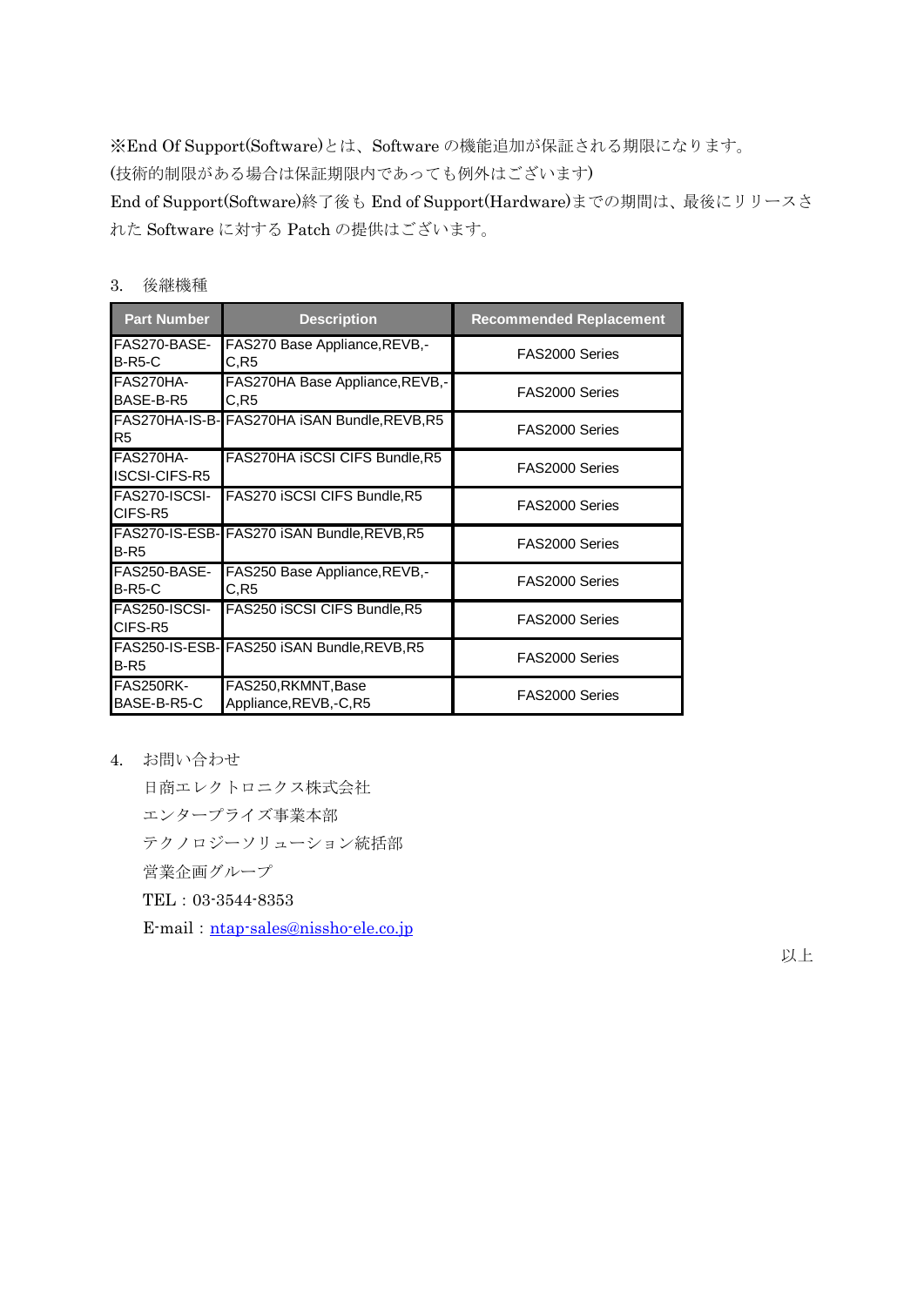※End Of Support(Software)とは、Software の機能追加が保証される期限になります。
(技術的制限がある場合は保証期限内であっても例外はございます)
End of Support(Software)終了後も End of Support(Hardware)までの期間は、最後にリリースされた Software に対する Patch の提供はございます。

3. 後継機種

| Part Number | Description | Recommended Replacement |
|---|---|---|
| FAS270-BASE-B-R5-C | FAS270 Base Appliance,REVB,-C,R5 | FAS2000 Series |
| FAS270HA-BASE-B-R5 | FAS270HA Base Appliance,REVB,-C,R5 | FAS2000 Series |
| FAS270HA-IS-B-R5 | FAS270HA iSAN Bundle,REVB,R5 | FAS2000 Series |
| FAS270HA-ISCSI-CIFS-R5 | FAS270HA iSCSI CIFS Bundle,R5 | FAS2000 Series |
| FAS270-ISCSI-CIFS-R5 | FAS270 iSCSI CIFS Bundle,R5 | FAS2000 Series |
| FAS270-IS-ESB-B-R5 | FAS270 iSAN Bundle,REVB,R5 | FAS2000 Series |
| FAS250-BASE-B-R5-C | FAS250 Base Appliance,REVB,-C,R5 | FAS2000 Series |
| FAS250-ISCSI-CIFS-R5 | FAS250 iSCSI CIFS Bundle,R5 | FAS2000 Series |
| FAS250-IS-ESB-B-R5 | FAS250 iSAN Bundle,REVB,R5 | FAS2000 Series |
| FAS250RK-BASE-B-R5-C | FAS250,RKMNT,Base Appliance,REVB,-C,R5 | FAS2000 Series |

4. お問い合わせ

日商エレクトロニクス株式会社
エンタープライズ事業本部
テクノロジーソリューション統括部
営業企画グループ
TEL：03-3544-8353
E-mail：ntap-sales@nissho-ele.co.jp

以上